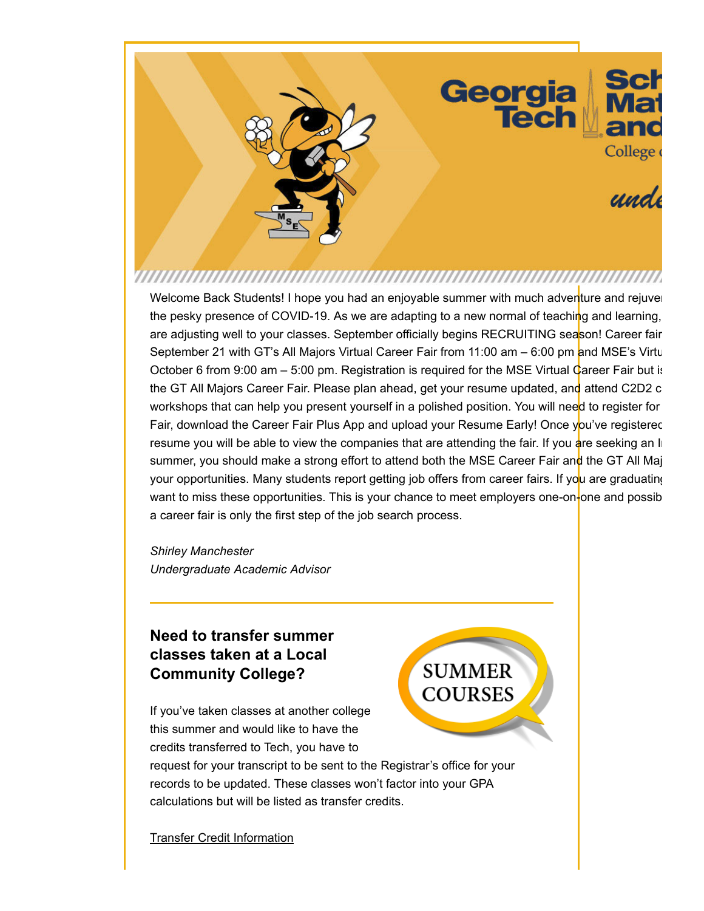Welcome Back Students! I hope you had an enjoyable summer with much adventure and rejuve the pesky presence of COVID-19. As we are adapting to a new normal of teaching and learning, are adjusting well to your classes. September officially begins RECRUITING season! Career fair September 21 with GT's All Majors Virtual Career Fair from 11:00 am – 6:00 pm and MSE's Virtu October 6 from 9:00 am – 5:00 pm. Registration is required for the MSE Virtual Career Fair but is the GT All Majors Career Fair. Please plan ahead, get your resume updated, and attend C2D2 c workshops that can help you present yourself in a polished position. You will need to register for Fair, download the Career Fair Plus App and upload your Resume Early! Once you've registered resume you will be able to view the companies that are attending the fair. If you are seeking an I summer, you should make a strong effort to attend both the MSE Career Fair and the GT All Maj your opportunities. Many students report getting job offers from career fairs. If you are graduating want to miss these opportunities. This is your chance to meet employers one-on-one and possib a career fair is only the first step of the job search process.

*Shirley Manchester*
*Undergraduate Academic Advisor*

---

### Need to transfer summer classes taken at a Local Community College?

If you've taken classes at another college this summer and would like to have the credits transferred to Tech, you have to request for your transcript to be sent to the Registrar's office for your records to be updated. These classes won't factor into your GPA calculations but will be listed as transfer credits.

Transfer Credit Information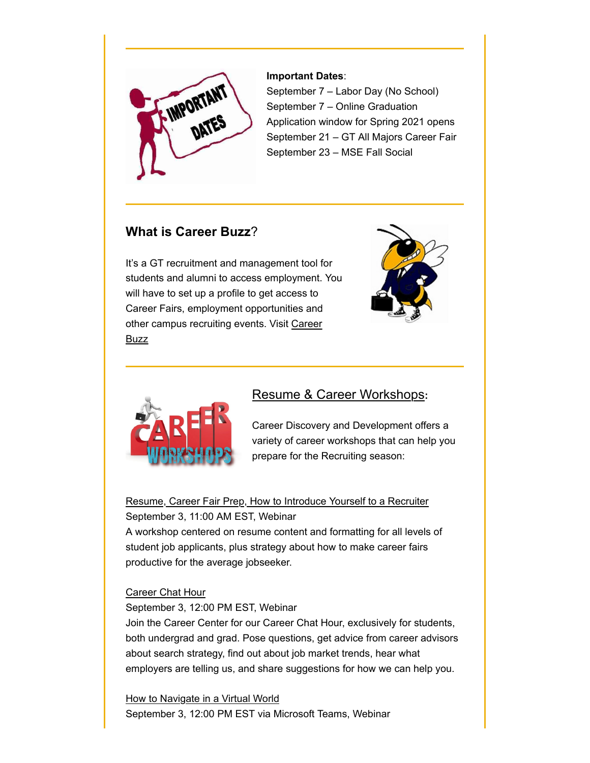**Important Dates**:
September 7 – Labor Day (No School)
September 7 – Online Graduation Application window for Spring 2021 opens
September 21 – GT All Majors Career Fair
September 23 – MSE Fall Social

## What is Career Buzz?

It's a GT recruitment and management tool for students and alumni to access employment. You will have to set up a profile to get access to Career Fairs, employment opportunities and other campus recruiting events. Visit Career Buzz

## Resume & Career Workshops:

Career Discovery and Development offers a variety of career workshops that can help you prepare for the Recruiting season:

Resume, Career Fair Prep, How to Introduce Yourself to a Recruiter
September 3, 11:00 AM EST, Webinar
A workshop centered on resume content and formatting for all levels of student job applicants, plus strategy about how to make career fairs productive for the average jobseeker.

Career Chat Hour
September 3, 12:00 PM EST, Webinar
Join the Career Center for our Career Chat Hour, exclusively for students, both undergrad and grad. Pose questions, get advice from career advisors about search strategy, find out about job market trends, hear what employers are telling us, and share suggestions for how we can help you.

How to Navigate in a Virtual World
September 3, 12:00 PM EST via Microsoft Teams, Webinar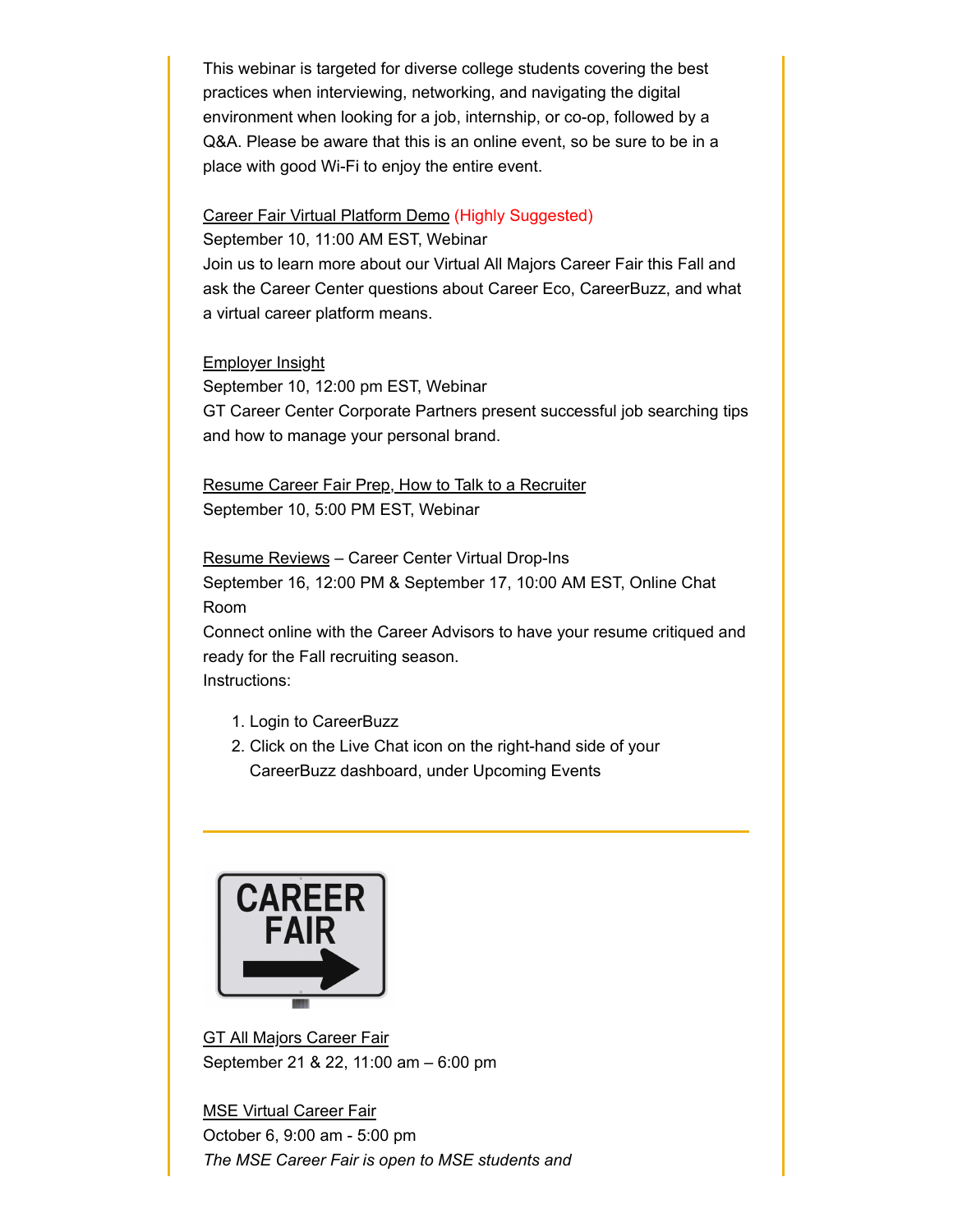This webinar is targeted for diverse college students covering the best practices when interviewing, networking, and navigating the digital environment when looking for a job, internship, or co-op, followed by a Q&A. Please be aware that this is an online event, so be sure to be in a place with good Wi-Fi to enjoy the entire event.

Career Fair Virtual Platform Demo (Highly Suggested)
September 10, 11:00 AM EST, Webinar
Join us to learn more about our Virtual All Majors Career Fair this Fall and ask the Career Center questions about Career Eco, CareerBuzz, and what a virtual career platform means.

Employer Insight
September 10, 12:00 pm EST, Webinar
GT Career Center Corporate Partners present successful job searching tips and how to manage your personal brand.

Resume Career Fair Prep, How to Talk to a Recruiter
September 10, 5:00 PM EST, Webinar

Resume Reviews – Career Center Virtual Drop-Ins
September 16, 12:00 PM & September 17, 10:00 AM EST, Online Chat Room
Connect online with the Career Advisors to have your resume critiqued and ready for the Fall recruiting season.
Instructions:

1. Login to CareerBuzz
2. Click on the Live Chat icon on the right-hand side of your CareerBuzz dashboard, under Upcoming Events

---

GT All Majors Career Fair
September 21 & 22, 11:00 am – 6:00 pm

MSE Virtual Career Fair
October 6, 9:00 am - 5:00 pm
*The MSE Career Fair is open to MSE students and*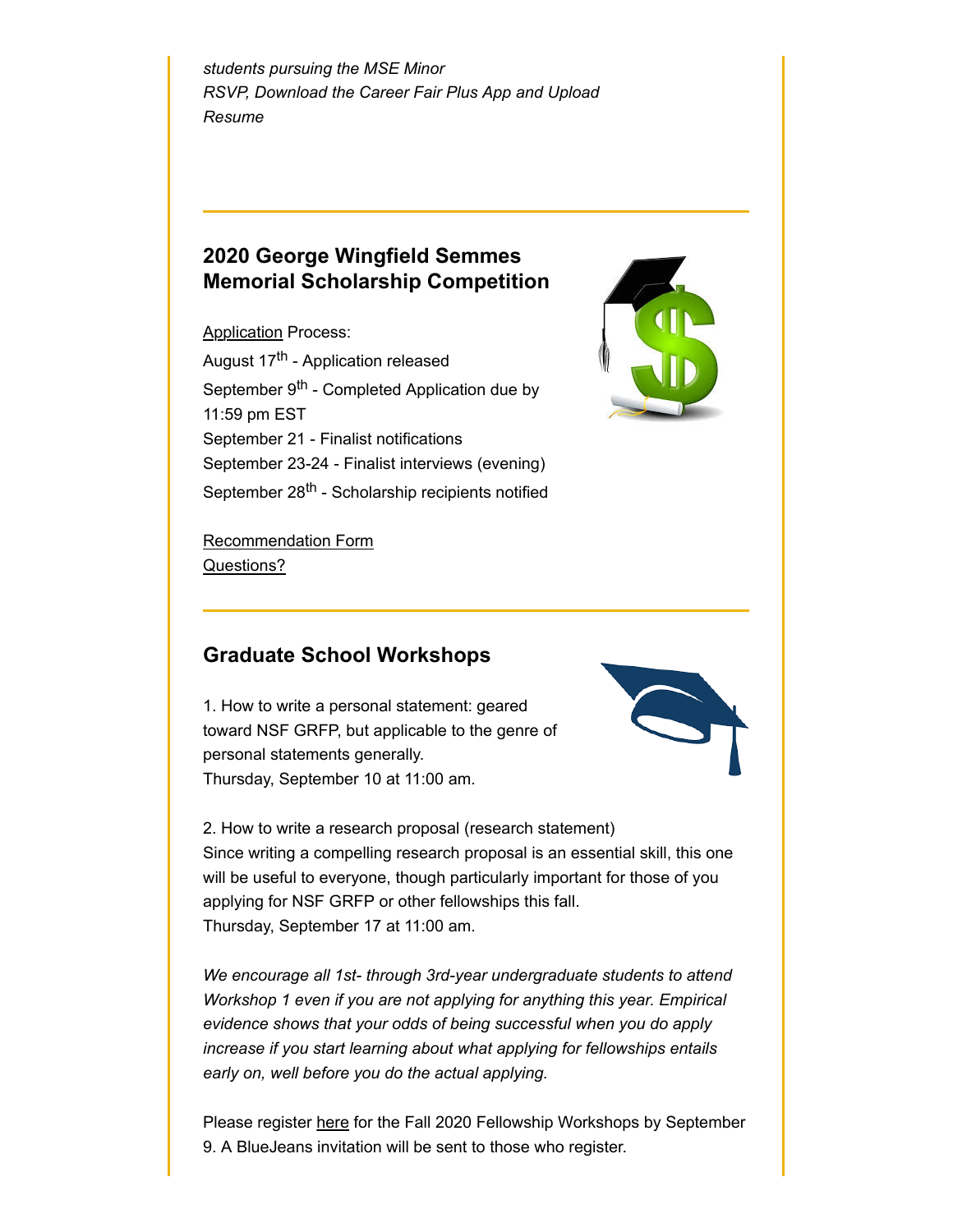*students pursuing the MSE Minor*
*RSVP, Download the Career Fair Plus App and Upload Resume*

---

## 2020 George Wingfield Semmes Memorial Scholarship Competition

Application Process:
August 17th - Application released
September 9th - Completed Application due by 11:59 pm EST
September 21 - Finalist notifications
September 23-24 - Finalist interviews (evening)
September 28th - Scholarship recipients notified

Recommendation Form
Questions?

---

## Graduate School Workshops

1. How to write a personal statement: geared toward NSF GRFP, but applicable to the genre of personal statements generally.
Thursday, September 10 at 11:00 am.

2. How to write a research proposal (research statement)
Since writing a compelling research proposal is an essential skill, this one will be useful to everyone, though particularly important for those of you applying for NSF GRFP or other fellowships this fall.
Thursday, September 17 at 11:00 am.

*We encourage all 1st- through 3rd-year undergraduate students to attend Workshop 1 even if you are not applying for anything this year. Empirical evidence shows that your odds of being successful when you do apply increase if you start learning about what applying for fellowships entails early on, well before you do the actual applying.*

Please register here for the Fall 2020 Fellowship Workshops by September 9. A BlueJeans invitation will be sent to those who register.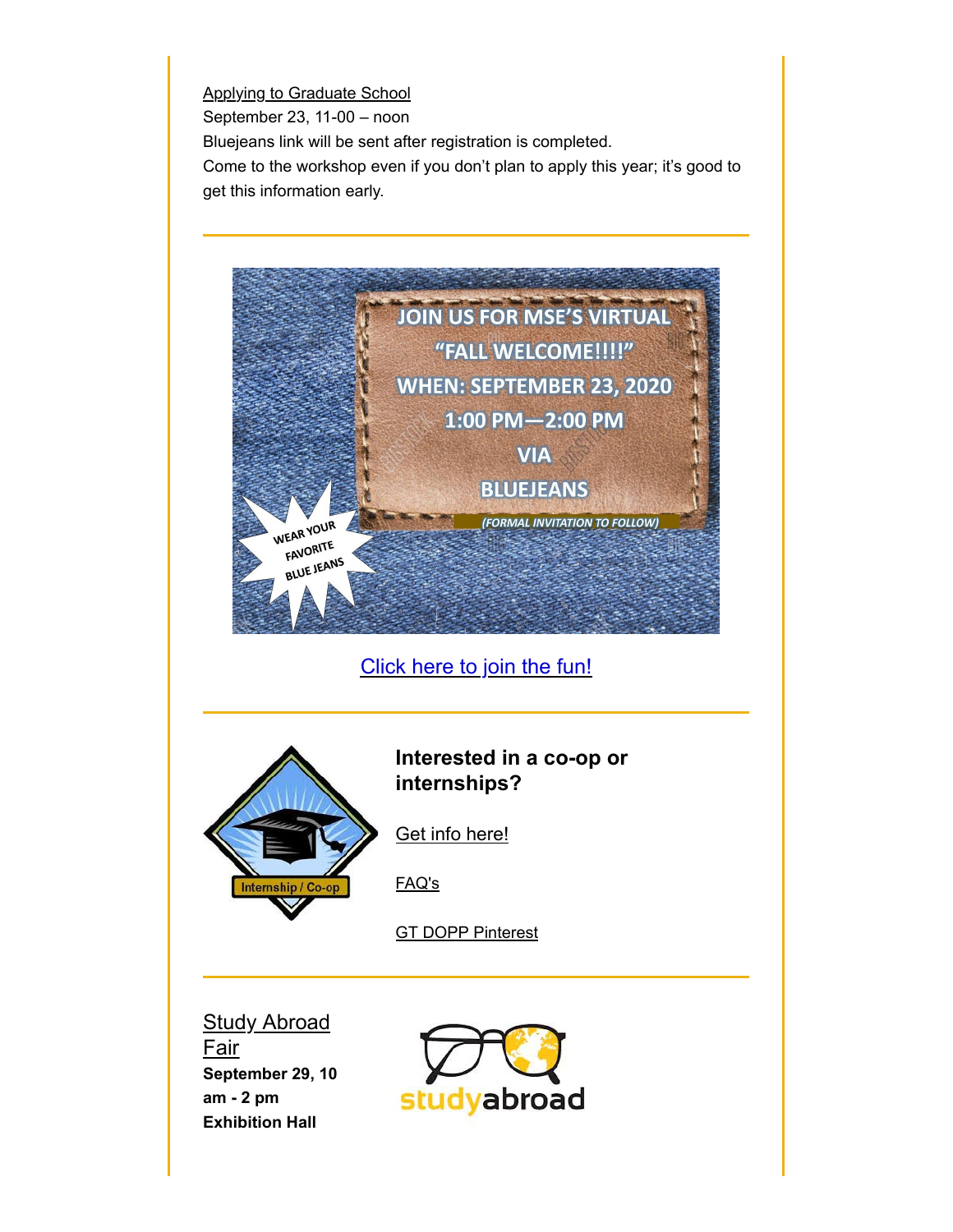Applying to Graduate School
September 23, 11-00 – noon
Bluejeans link will be sent after registration is completed.
Come to the workshop even if you don't plan to apply this year; it's good to get this information early.

---

JOIN US FOR MSE'S VIRTUAL "FALL WELCOME!!!!"
WHEN: SEPTEMBER 23, 2020
1:00 PM—2:00 PM
VIA
BLUEJEANS
*(FORMAL INVITATION TO FOLLOW)*

WEAR YOUR FAVORITE BLUE JEANS

Click here to join the fun!

---

Internship / Co-op

**Interested in a co-op or internships?**

Get info here!

FAQ's

GT DOPP Pinterest

---

Study Abroad Fair
**September 29, 10 am - 2 pm**
**Exhibition Hall**

studyabroad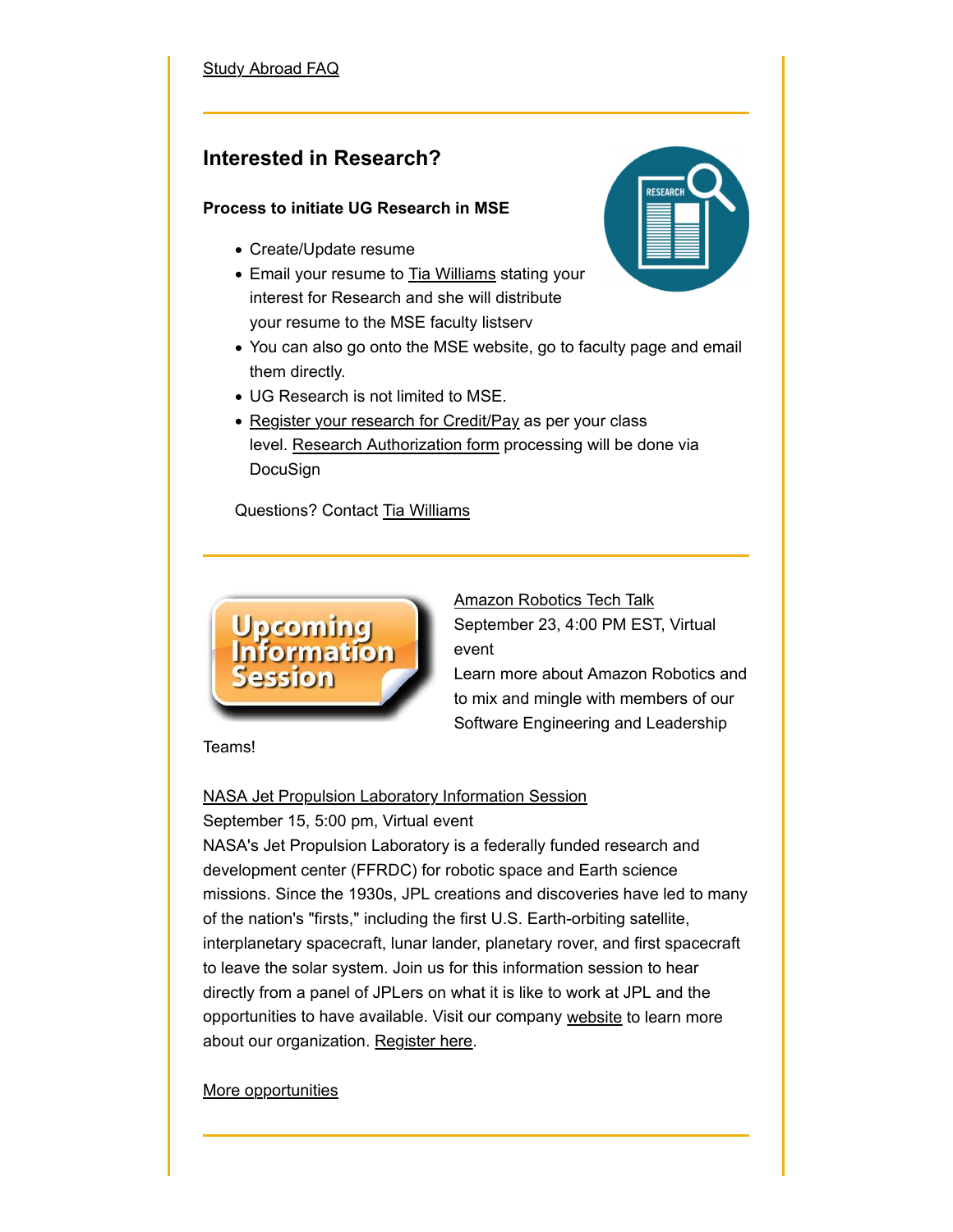Study Abroad FAQ

## Interested in Research?

**Process to initiate UG Research in MSE**

- Create/Update resume
- Email your resume to Tia Williams stating your interest for Research and she will distribute your resume to the MSE faculty listserv
- You can also go onto the MSE website, go to faculty page and email them directly.
- UG Research is not limited to MSE.
- Register your research for Credit/Pay as per your class level. Research Authorization form processing will be done via DocuSign

Questions? Contact Tia Williams

Amazon Robotics Tech Talk
September 23, 4:00 PM EST, Virtual event
Learn more about Amazon Robotics and to mix and mingle with members of our Software Engineering and Leadership Teams!

NASA Jet Propulsion Laboratory Information Session
September 15, 5:00 pm, Virtual event
NASA's Jet Propulsion Laboratory is a federally funded research and development center (FFRDC) for robotic space and Earth science missions. Since the 1930s, JPL creations and discoveries have led to many of the nation's "firsts," including the first U.S. Earth-orbiting satellite, interplanetary spacecraft, lunar lander, planetary rover, and first spacecraft to leave the solar system. Join us for this information session to hear directly from a panel of JPLers on what it is like to work at JPL and the opportunities to have available. Visit our company website to learn more about our organization. Register here.

More opportunities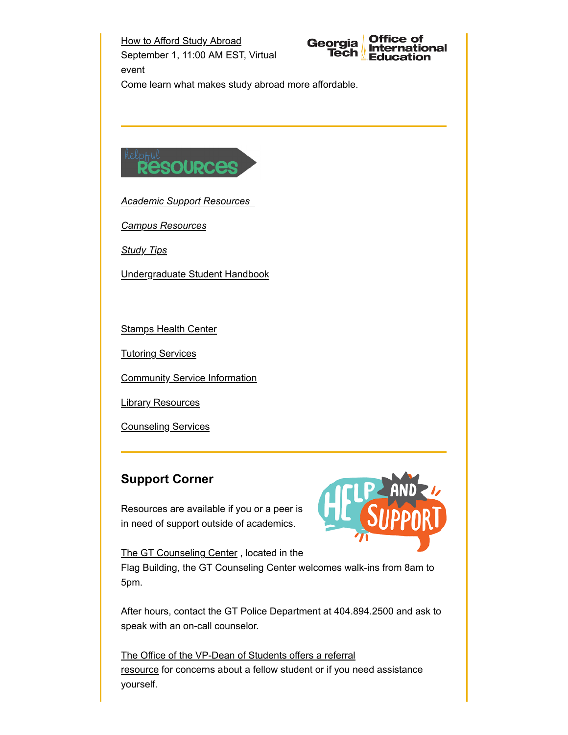How to Afford Study Abroad
September 1, 11:00 AM EST, Virtual event
Come learn what makes study abroad more affordable.

---

helpful Resources

*Academic Support Resources*

*Campus Resources*

*Study Tips*

Undergraduate Student Handbook

Stamps Health Center

Tutoring Services

Community Service Information

Library Resources

Counseling Services

---

## Support Corner

Resources are available if you or a peer is in need of support outside of academics.

The GT Counseling Center , located in the Flag Building, the GT Counseling Center welcomes walk-ins from 8am to 5pm.

After hours, contact the GT Police Department at 404.894.2500 and ask to speak with an on-call counselor.

The Office of the VP-Dean of Students offers a referral resource for concerns about a fellow student or if you need assistance yourself.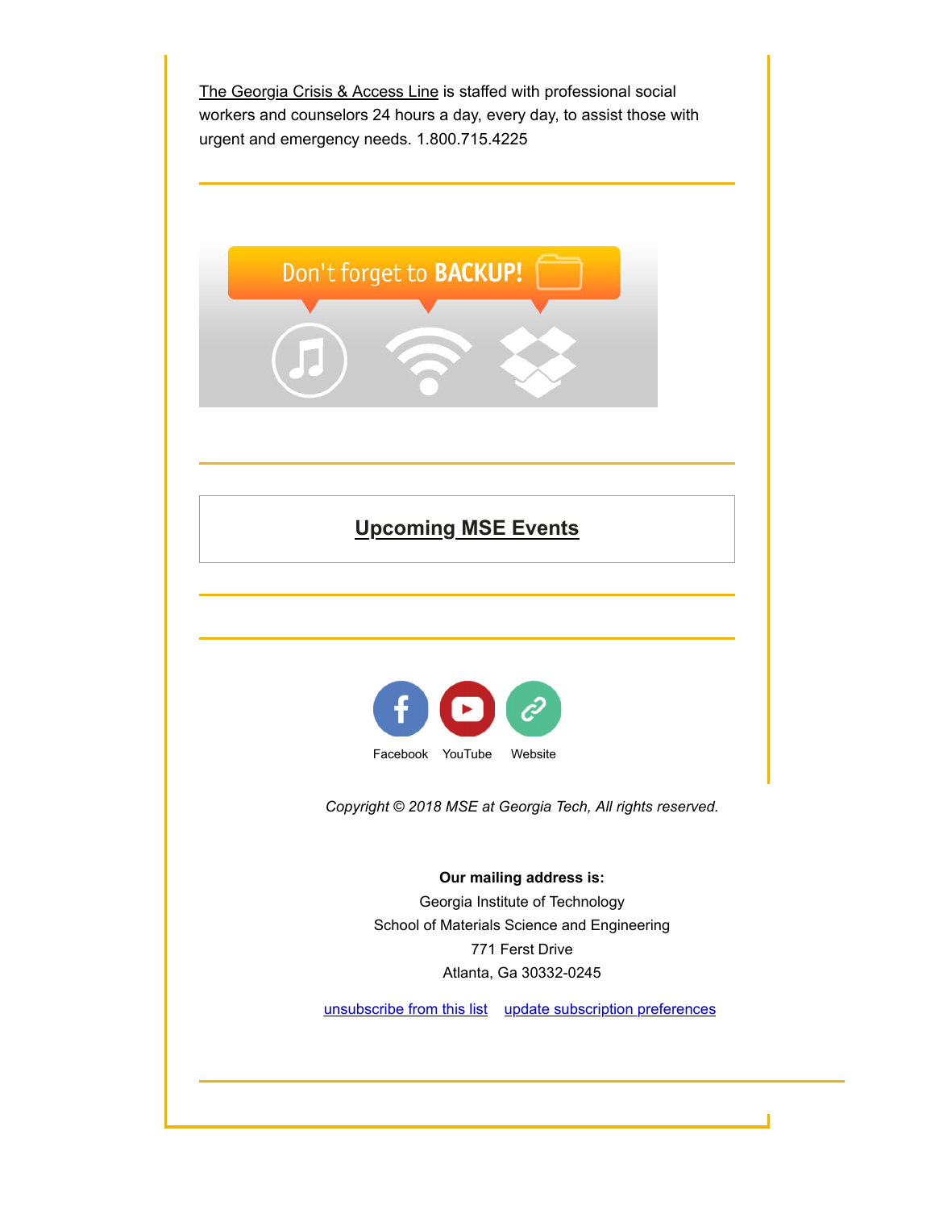The Georgia Crisis & Access Line is staffed with professional social workers and counselors 24 hours a day, every day, to assist those with urgent and emergency needs. 1.800.715.4225

Don't forget to **BACKUP!**

---

## Upcoming MSE Events

---

Facebook YouTube Website

*Copyright © 2018 MSE at Georgia Tech, All rights reserved.*

**Our mailing address is:**
Georgia Institute of Technology
School of Materials Science and Engineering
771 Ferst Drive
Atlanta, Ga 30332-0245

unsubscribe from this list update subscription preferences